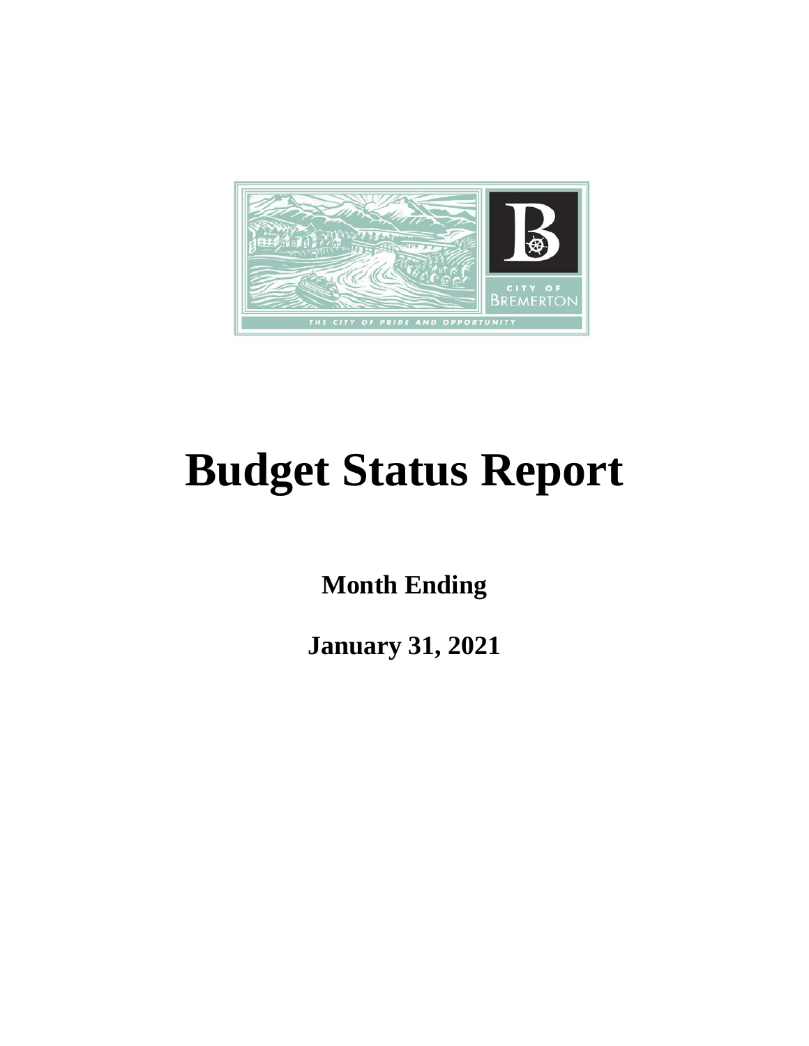# Budget Status Report

**Month Ending**

**January 31, 2021**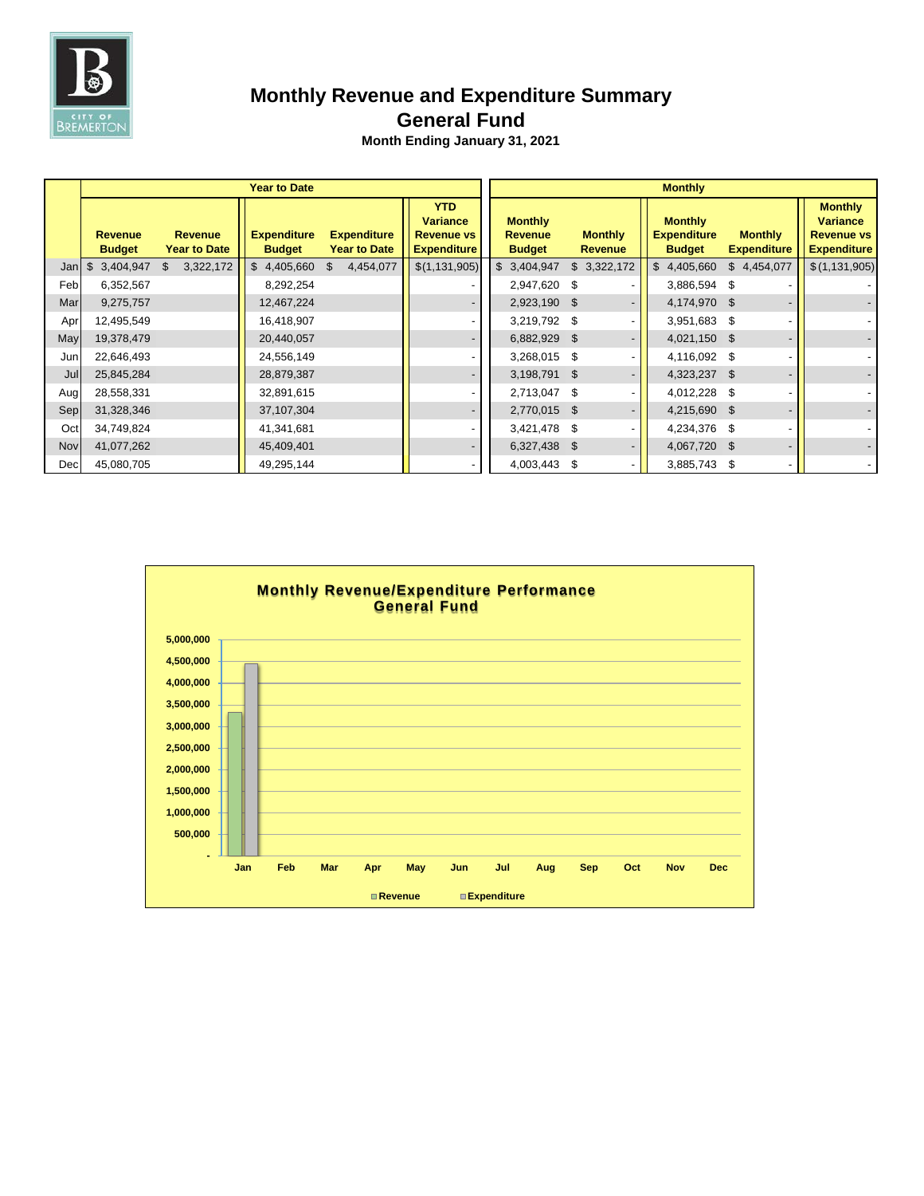# Monthly Revenue and Expenditure Summary
## General Fund
**Month Ending January 31, 2021**

| | Year to Date | | | | | Monthly | | | | |
|---|---|---|---|---|---|---|---|---|---|---|
| | **Revenue Budget** | **Revenue Year to Date** | **Expenditure Budget** | **Expenditure Year to Date** | **YTD Variance Revenue vs Expenditure** | **Monthly Revenue Budget** | **Monthly Revenue** | **Monthly Expenditure Budget** | **Monthly Expenditure** | **Monthly Variance Revenue vs Expenditure** |
| Jan | $ 3,404,947 | $ 3,322,172 | $ 4,405,660 | $ 4,454,077 | $(1,131,905) | $ 3,404,947 | $ 3,322,172 | $ 4,405,660 | $ 4,454,077 | $(1,131,905) |
| Feb | 6,352,567 | | 8,292,254 | | - | 2,947,620 | $ - | 3,886,594 | $ - | - |
| Mar | 9,275,757 | | 12,467,224 | | - | 2,923,190 | $ - | 4,174,970 | $ - | - |
| Apr | 12,495,549 | | 16,418,907 | | - | 3,219,792 | $ - | 3,951,683 | $ - | - |
| May | 19,378,479 | | 20,440,057 | | - | 6,882,929 | $ - | 4,021,150 | $ - | - |
| Jun | 22,646,493 | | 24,556,149 | | - | 3,268,015 | $ - | 4,116,092 | $ - | - |
| Jul | 25,845,284 | | 28,879,387 | | - | 3,198,791 | $ - | 4,323,237 | $ - | - |
| Aug | 28,558,331 | | 32,891,615 | | - | 2,713,047 | $ - | 4,012,228 | $ - | - |
| Sep | 31,328,346 | | 37,107,304 | | - | 2,770,015 | $ - | 4,215,690 | $ - | - |
| Oct | 34,749,824 | | 41,341,681 | | - | 3,421,478 | $ - | 4,234,376 | $ - | - |
| Nov | 41,077,262 | | 45,409,401 | | - | 6,327,438 | $ - | 4,067,720 | $ - | - |
| Dec | 45,080,705 | | 49,295,144 | | - | 4,003,443 | $ - | 3,885,743 | $ - | - |

**Monthly Revenue/Expenditure Performance**
**General Fund**

| Month | Revenue | Expenditure |
|---|---|---|
| Jan | 3,322,172 | 4,454,077 |
| Feb | | |
| Mar | | |
| Apr | | |
| May | | |
| Jun | | |
| Jul | | |
| Aug | | |
| Sep | | |
| Oct | | |
| Nov | | |
| Dec | | |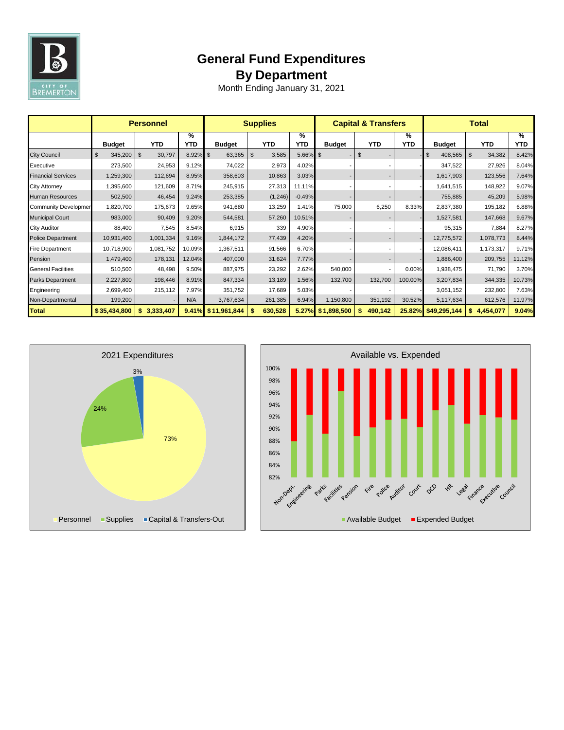# General Fund Expenditures
## By Department
Month Ending January 31, 2021

| | Personnel | | | Supplies | | | Capital & Transfers | | | Total | | |
|---|---|---|---|---|---|---|---|---|---|---|---|---|
| | Budget | YTD | % YTD | Budget | YTD | % YTD | Budget | YTD | % YTD | Budget | YTD | % YTD |
| City Council | $ 345,200 | $ 30,797 | 8.92% | $ 63,365 | $ 3,585 | 5.66% | $ - | $ - | - | $ 408,565 | $ 34,382 | 8.42% |
| Executive | 273,500 | 24,953 | 9.12% | 74,022 | 2,973 | 4.02% | - | - | - | 347,522 | 27,926 | 8.04% |
| Financial Services | 1,259,300 | 112,694 | 8.95% | 358,603 | 10,863 | 3.03% | - | - | - | 1,617,903 | 123,556 | 7.64% |
| City Attorney | 1,395,600 | 121,609 | 8.71% | 245,915 | 27,313 | 11.11% | - | - | - | 1,641,515 | 148,922 | 9.07% |
| Human Resources | 502,500 | 46,454 | 9.24% | 253,385 | (1,246) | -0.49% | - | - | - | 755,885 | 45,209 | 5.98% |
| Community Developmer | 1,820,700 | 175,673 | 9.65% | 941,680 | 13,259 | 1.41% | 75,000 | 6,250 | 8.33% | 2,837,380 | 195,182 | 6.88% |
| Municipal Court | 983,000 | 90,409 | 9.20% | 544,581 | 57,260 | 10.51% | - | - | - | 1,527,581 | 147,668 | 9.67% |
| City Auditor | 88,400 | 7,545 | 8.54% | 6,915 | 339 | 4.90% | - | - | - | 95,315 | 7,884 | 8.27% |
| Police Department | 10,931,400 | 1,001,334 | 9.16% | 1,844,172 | 77,439 | 4.20% | - | - | - | 12,775,572 | 1,078,773 | 8.44% |
| Fire Department | 10,718,900 | 1,081,752 | 10.09% | 1,367,511 | 91,566 | 6.70% | - | - | - | 12,086,411 | 1,173,317 | 9.71% |
| Pension | 1,479,400 | 178,131 | 12.04% | 407,000 | 31,624 | 7.77% | - | - | - | 1,886,400 | 209,755 | 11.12% |
| General Facilities | 510,500 | 48,498 | 9.50% | 887,975 | 23,292 | 2.62% | 540,000 | - | 0.00% | 1,938,475 | 71,790 | 3.70% |
| Parks Department | 2,227,800 | 198,446 | 8.91% | 847,334 | 13,189 | 1.56% | 132,700 | 132,700 | 100.00% | 3,207,834 | 344,335 | 10.73% |
| Engineering | 2,699,400 | 215,112 | 7.97% | 351,752 | 17,689 | 5.03% | - | - | - | 3,051,152 | 232,800 | 7.63% |
| Non-Departmental | 199,200 | - | N/A | 3,767,634 | 261,385 | 6.94% | 1,150,800 | 351,192 | 30.52% | 5,117,634 | 612,576 | 11.97% |
| **Total** | **$ 35,434,800** | **$ 3,333,407** | **9.41%** | **$ 11,961,844** | **$ 630,528** | **5.27%** | **$ 1,898,500** | **$ 490,142** | **25.82%** | **$49,295,144** | **$ 4,454,077** | **9.04%** |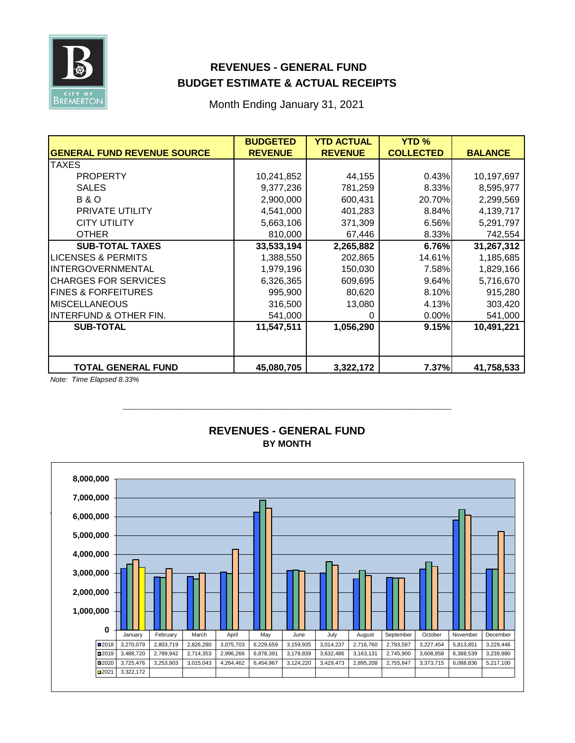# REVENUES - GENERAL FUND
## BUDGET ESTIMATE & ACTUAL RECEIPTS

Month Ending January 31, 2021

| GENERAL FUND REVENUE SOURCE | BUDGETED REVENUE | YTD ACTUAL REVENUE | YTD % COLLECTED | BALANCE |
|---|---|---|---|---|
| TAXES | | | | |
| PROPERTY | 10,241,852 | 44,155 | 0.43% | 10,197,697 |
| SALES | 9,377,236 | 781,259 | 8.33% | 8,595,977 |
| B & O | 2,900,000 | 600,431 | 20.70% | 2,299,569 |
| PRIVATE UTILITY | 4,541,000 | 401,283 | 8.84% | 4,139,717 |
| CITY UTILITY | 5,663,106 | 371,309 | 6.56% | 5,291,797 |
| OTHER | 810,000 | 67,446 | 8.33% | 742,554 |
| **SUB-TOTAL TAXES** | **33,533,194** | **2,265,882** | **6.76%** | **31,267,312** |
| LICENSES & PERMITS | 1,388,550 | 202,865 | 14.61% | 1,185,685 |
| INTERGOVERNMENTAL | 1,979,196 | 150,030 | 7.58% | 1,829,166 |
| CHARGES FOR SERVICES | 6,326,365 | 609,695 | 9.64% | 5,716,670 |
| FINES & FORFEITURES | 995,900 | 80,620 | 8.10% | 915,280 |
| MISCELLANEOUS | 316,500 | 13,080 | 4.13% | 303,420 |
| INTERFUND & OTHER FIN. | 541,000 | 0 | 0.00% | 541,000 |
| **SUB-TOTAL** | **11,547,511** | **1,056,290** | **9.15%** | **10,491,221** |
| **TOTAL GENERAL FUND** | **45,080,705** | **3,322,172** | **7.37%** | **41,758,533** |

*Note: Time Elapsed 8.33%*

## REVENUES - GENERAL FUND
### BY MONTH

| | January | February | March | April | May | June | July | August | September | October | November | December |
|---|---|---|---|---|---|---|---|---|---|---|---|---|
| 2018 | 3,270,079 | 2,803,719 | 2,826,280 | 3,075,703 | 6,229,659 | 3,159,935 | 3,014,237 | 2,716,760 | 2,793,597 | 3,227,454 | 5,813,851 | 3,229,446 |
| 2019 | 3,488,720 | 2,789,942 | 2,714,353 | 2,996,266 | 6,878,391 | 3,178,839 | 3,632,486 | 3,163,131 | 2,745,900 | 3,608,858 | 6,388,539 | 3,239,980 |
| 2020 | 3,725,476 | 3,253,903 | 3,015,043 | 4,264,462 | 6,454,967 | 3,124,220 | 3,429,473 | 2,895,208 | 2,755,847 | 3,373,715 | 6,088,836 | 5,217,100 |
| 2021 | 3,322,172 | | | | | | | | | | | |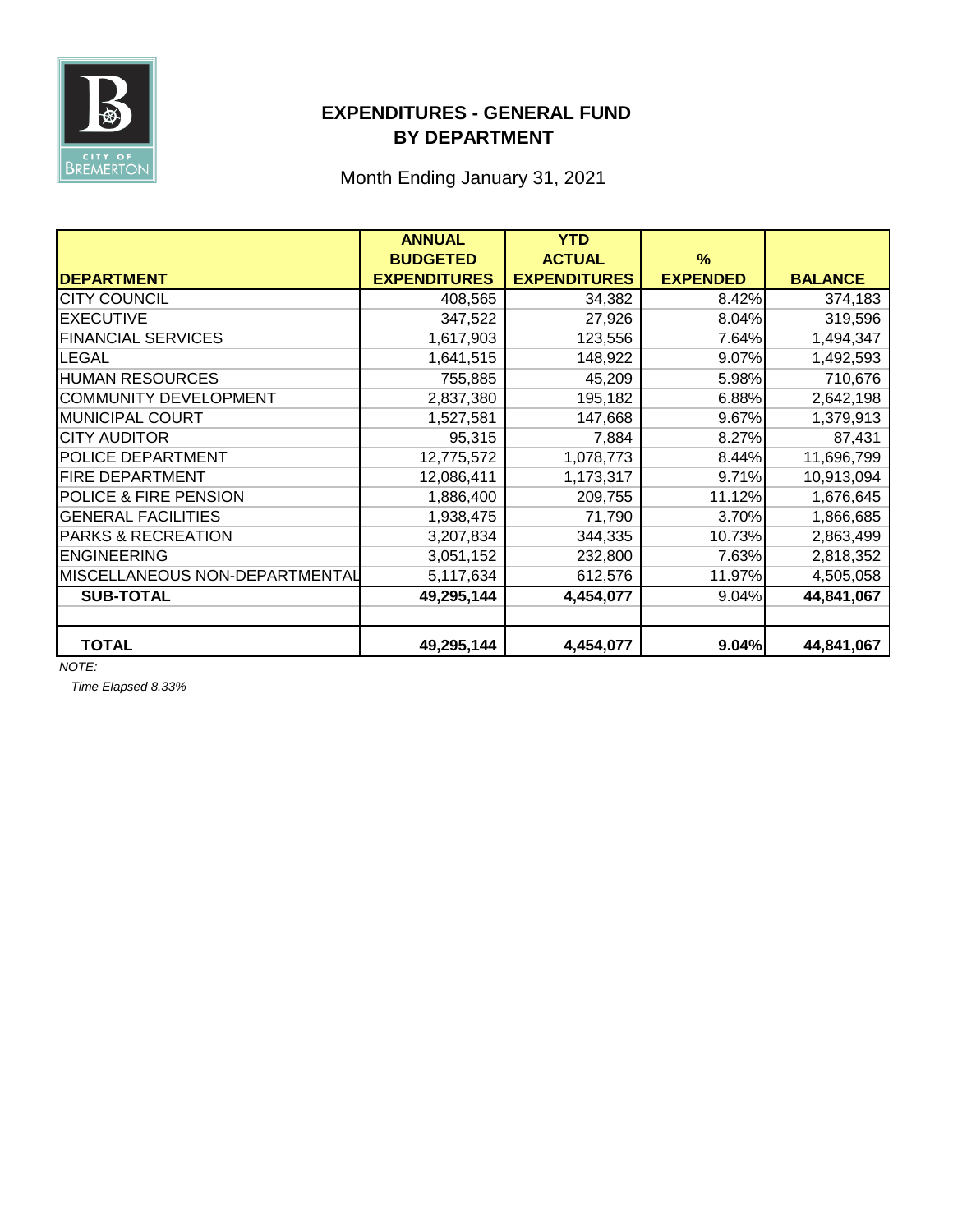# EXPENDITURES - GENERAL FUND
## BY DEPARTMENT

Month Ending January 31, 2021

| DEPARTMENT | ANNUAL BUDGETED EXPENDITURES | YTD ACTUAL EXPENDITURES | % EXPENDED | BALANCE |
|---|---|---|---|---|
| CITY COUNCIL | 408,565 | 34,382 | 8.42% | 374,183 |
| EXECUTIVE | 347,522 | 27,926 | 8.04% | 319,596 |
| FINANCIAL SERVICES | 1,617,903 | 123,556 | 7.64% | 1,494,347 |
| LEGAL | 1,641,515 | 148,922 | 9.07% | 1,492,593 |
| HUMAN RESOURCES | 755,885 | 45,209 | 5.98% | 710,676 |
| COMMUNITY DEVELOPMENT | 2,837,380 | 195,182 | 6.88% | 2,642,198 |
| MUNICIPAL COURT | 1,527,581 | 147,668 | 9.67% | 1,379,913 |
| CITY AUDITOR | 95,315 | 7,884 | 8.27% | 87,431 |
| POLICE DEPARTMENT | 12,775,572 | 1,078,773 | 8.44% | 11,696,799 |
| FIRE DEPARTMENT | 12,086,411 | 1,173,317 | 9.71% | 10,913,094 |
| POLICE & FIRE PENSION | 1,886,400 | 209,755 | 11.12% | 1,676,645 |
| GENERAL FACILITIES | 1,938,475 | 71,790 | 3.70% | 1,866,685 |
| PARKS & RECREATION | 3,207,834 | 344,335 | 10.73% | 2,863,499 |
| ENGINEERING | 3,051,152 | 232,800 | 7.63% | 2,818,352 |
| MISCELLANEOUS NON-DEPARTMENTAL | 5,117,634 | 612,576 | 11.97% | 4,505,058 |
| **SUB-TOTAL** | **49,295,144** | **4,454,077** | 9.04% | **44,841,067** |
| | | | | |
| **TOTAL** | **49,295,144** | **4,454,077** | **9.04%** | **44,841,067** |

*NOTE:*

*Time Elapsed 8.33%*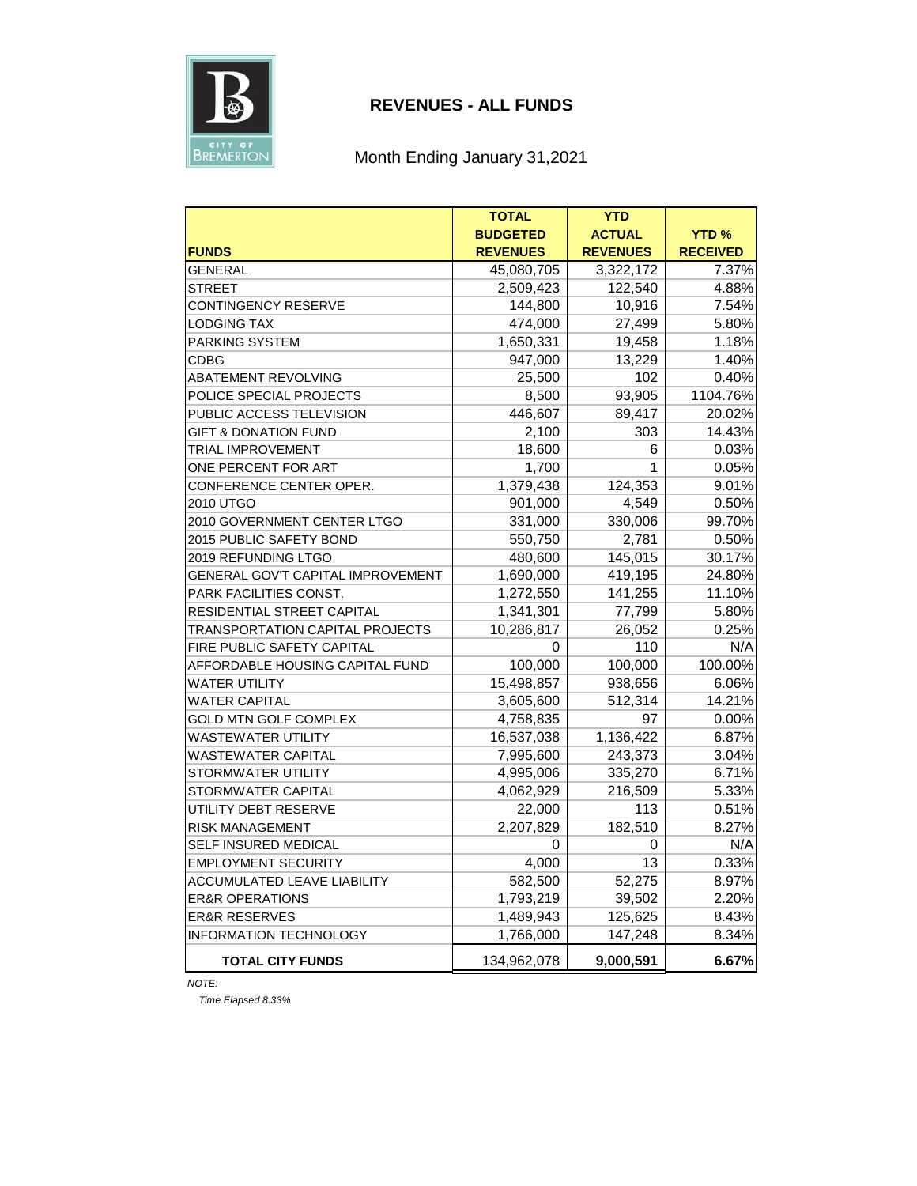# REVENUES - ALL FUNDS

Month Ending January 31,2021

| FUNDS | TOTAL BUDGETED REVENUES | YTD ACTUAL REVENUES | YTD % RECEIVED |
|---|---|---|---|
| GENERAL | 45,080,705 | 3,322,172 | 7.37% |
| STREET | 2,509,423 | 122,540 | 4.88% |
| CONTINGENCY RESERVE | 144,800 | 10,916 | 7.54% |
| LODGING TAX | 474,000 | 27,499 | 5.80% |
| PARKING SYSTEM | 1,650,331 | 19,458 | 1.18% |
| CDBG | 947,000 | 13,229 | 1.40% |
| ABATEMENT REVOLVING | 25,500 | 102 | 0.40% |
| POLICE SPECIAL PROJECTS | 8,500 | 93,905 | 1104.76% |
| PUBLIC ACCESS TELEVISION | 446,607 | 89,417 | 20.02% |
| GIFT & DONATION FUND | 2,100 | 303 | 14.43% |
| TRIAL IMPROVEMENT | 18,600 | 6 | 0.03% |
| ONE PERCENT FOR ART | 1,700 | 1 | 0.05% |
| CONFERENCE CENTER OPER. | 1,379,438 | 124,353 | 9.01% |
| 2010 UTGO | 901,000 | 4,549 | 0.50% |
| 2010 GOVERNMENT CENTER LTGO | 331,000 | 330,006 | 99.70% |
| 2015 PUBLIC SAFETY BOND | 550,750 | 2,781 | 0.50% |
| 2019 REFUNDING LTGO | 480,600 | 145,015 | 30.17% |
| GENERAL GOV'T CAPITAL IMPROVEMENT | 1,690,000 | 419,195 | 24.80% |
| PARK FACILITIES CONST. | 1,272,550 | 141,255 | 11.10% |
| RESIDENTIAL STREET CAPITAL | 1,341,301 | 77,799 | 5.80% |
| TRANSPORTATION CAPITAL PROJECTS | 10,286,817 | 26,052 | 0.25% |
| FIRE PUBLIC SAFETY CAPITAL | 0 | 110 | N/A |
| AFFORDABLE HOUSING CAPITAL FUND | 100,000 | 100,000 | 100.00% |
| WATER UTILITY | 15,498,857 | 938,656 | 6.06% |
| WATER CAPITAL | 3,605,600 | 512,314 | 14.21% |
| GOLD MTN GOLF COMPLEX | 4,758,835 | 97 | 0.00% |
| WASTEWATER UTILITY | 16,537,038 | 1,136,422 | 6.87% |
| WASTEWATER CAPITAL | 7,995,600 | 243,373 | 3.04% |
| STORMWATER UTILITY | 4,995,006 | 335,270 | 6.71% |
| STORMWATER CAPITAL | 4,062,929 | 216,509 | 5.33% |
| UTILITY DEBT RESERVE | 22,000 | 113 | 0.51% |
| RISK MANAGEMENT | 2,207,829 | 182,510 | 8.27% |
| SELF INSURED MEDICAL | 0 | 0 | N/A |
| EMPLOYMENT SECURITY | 4,000 | 13 | 0.33% |
| ACCUMULATED LEAVE LIABILITY | 582,500 | 52,275 | 8.97% |
| ER&R OPERATIONS | 1,793,219 | 39,502 | 2.20% |
| ER&R RESERVES | 1,489,943 | 125,625 | 8.43% |
| INFORMATION TECHNOLOGY | 1,766,000 | 147,248 | 8.34% |
| **TOTAL CITY FUNDS** | 134,962,078 | **9,000,591** | **6.67%** |

*NOTE:*

*Time Elapsed 8.33%*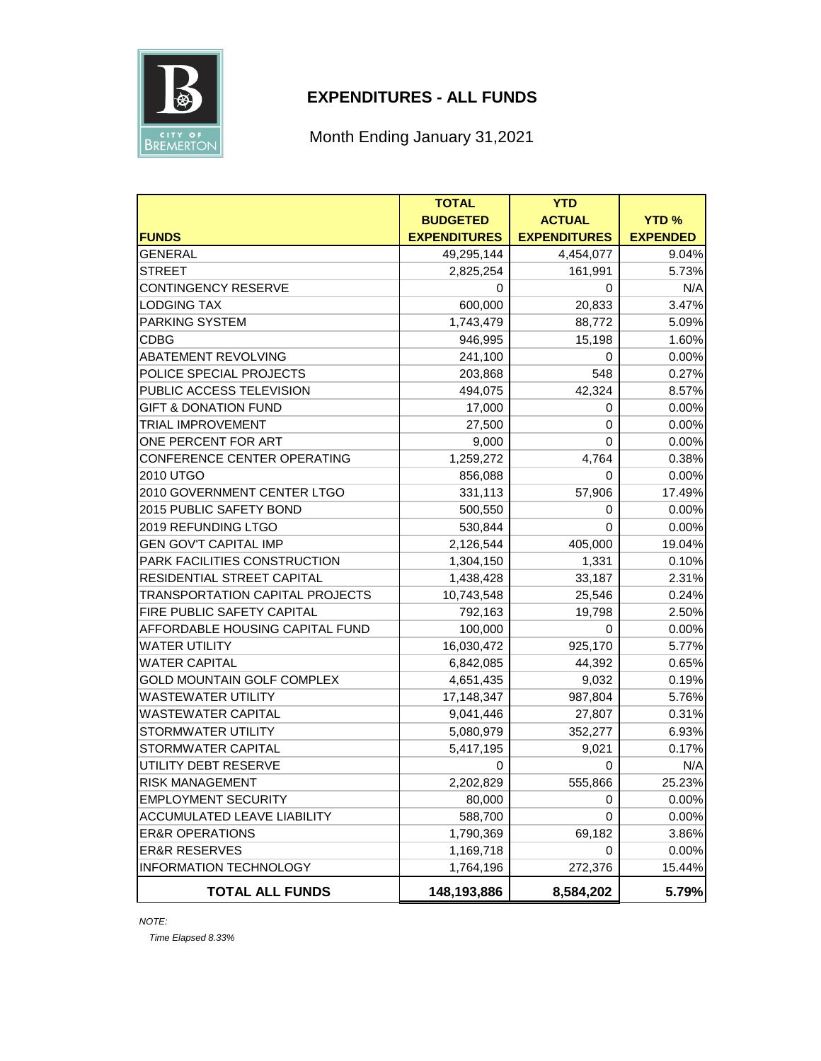# EXPENDITURES - ALL FUNDS

Month Ending January 31,2021

| FUNDS | TOTAL BUDGETED EXPENDITURES | YTD ACTUAL EXPENDITURES | YTD % EXPENDED |
|---|---|---|---|
| GENERAL | 49,295,144 | 4,454,077 | 9.04% |
| STREET | 2,825,254 | 161,991 | 5.73% |
| CONTINGENCY RESERVE | 0 | 0 | N/A |
| LODGING TAX | 600,000 | 20,833 | 3.47% |
| PARKING SYSTEM | 1,743,479 | 88,772 | 5.09% |
| CDBG | 946,995 | 15,198 | 1.60% |
| ABATEMENT REVOLVING | 241,100 | 0 | 0.00% |
| POLICE SPECIAL PROJECTS | 203,868 | 548 | 0.27% |
| PUBLIC ACCESS TELEVISION | 494,075 | 42,324 | 8.57% |
| GIFT & DONATION FUND | 17,000 | 0 | 0.00% |
| TRIAL IMPROVEMENT | 27,500 | 0 | 0.00% |
| ONE PERCENT FOR ART | 9,000 | 0 | 0.00% |
| CONFERENCE CENTER OPERATING | 1,259,272 | 4,764 | 0.38% |
| 2010 UTGO | 856,088 | 0 | 0.00% |
| 2010 GOVERNMENT CENTER LTGO | 331,113 | 57,906 | 17.49% |
| 2015 PUBLIC SAFETY BOND | 500,550 | 0 | 0.00% |
| 2019 REFUNDING LTGO | 530,844 | 0 | 0.00% |
| GEN GOV'T CAPITAL IMP | 2,126,544 | 405,000 | 19.04% |
| PARK FACILITIES CONSTRUCTION | 1,304,150 | 1,331 | 0.10% |
| RESIDENTIAL STREET CAPITAL | 1,438,428 | 33,187 | 2.31% |
| TRANSPORTATION CAPITAL PROJECTS | 10,743,548 | 25,546 | 0.24% |
| FIRE PUBLIC SAFETY CAPITAL | 792,163 | 19,798 | 2.50% |
| AFFORDABLE HOUSING CAPITAL FUND | 100,000 | 0 | 0.00% |
| WATER UTILITY | 16,030,472 | 925,170 | 5.77% |
| WATER CAPITAL | 6,842,085 | 44,392 | 0.65% |
| GOLD MOUNTAIN GOLF COMPLEX | 4,651,435 | 9,032 | 0.19% |
| WASTEWATER UTILITY | 17,148,347 | 987,804 | 5.76% |
| WASTEWATER CAPITAL | 9,041,446 | 27,807 | 0.31% |
| STORMWATER UTILITY | 5,080,979 | 352,277 | 6.93% |
| STORMWATER CAPITAL | 5,417,195 | 9,021 | 0.17% |
| UTILITY DEBT RESERVE | 0 | 0 | N/A |
| RISK MANAGEMENT | 2,202,829 | 555,866 | 25.23% |
| EMPLOYMENT SECURITY | 80,000 | 0 | 0.00% |
| ACCUMULATED LEAVE LIABILITY | 588,700 | 0 | 0.00% |
| ER&R OPERATIONS | 1,790,369 | 69,182 | 3.86% |
| ER&R RESERVES | 1,169,718 | 0 | 0.00% |
| INFORMATION TECHNOLOGY | 1,764,196 | 272,376 | 15.44% |
| **TOTAL ALL FUNDS** | **148,193,886** | **8,584,202** | **5.79%** |

*NOTE:*

*Time Elapsed 8.33%*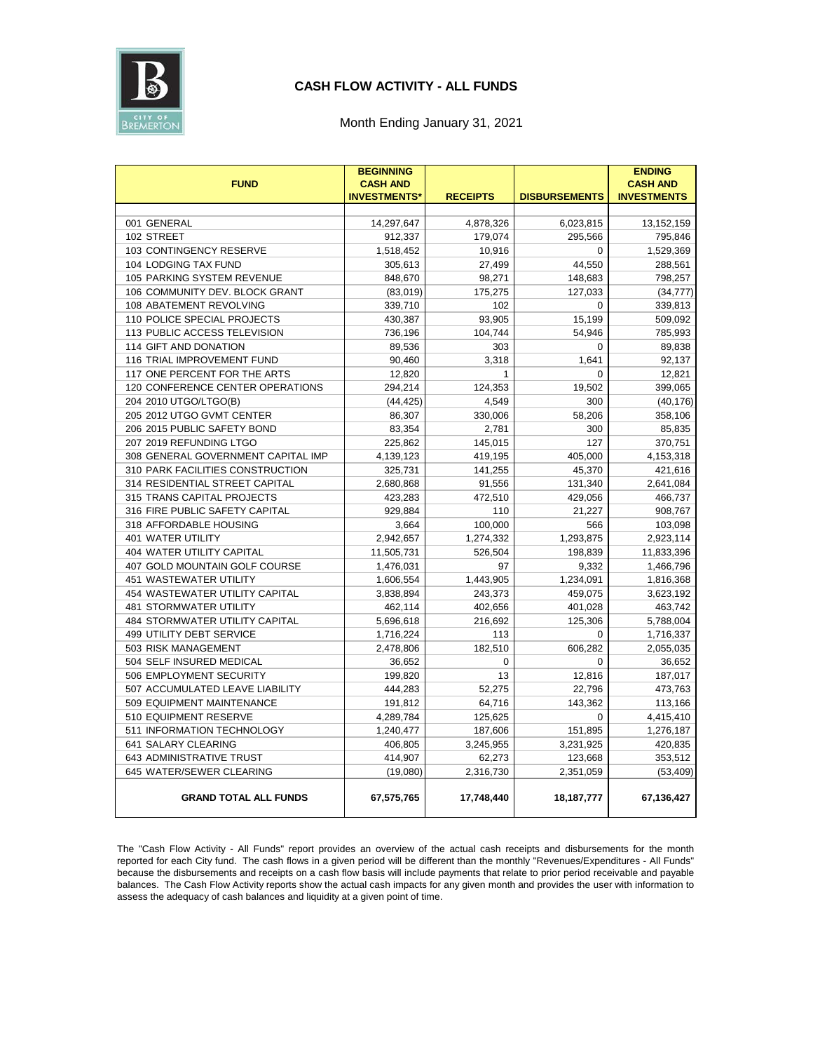# CASH FLOW ACTIVITY - ALL FUNDS

Month Ending January 31, 2021

| FUND | BEGINNING CASH AND INVESTMENTS* | RECEIPTS | DISBURSEMENTS | ENDING CASH AND INVESTMENTS |
|---|---|---|---|---|
| 001 GENERAL | 14,297,647 | 4,878,326 | 6,023,815 | 13,152,159 |
| 102 STREET | 912,337 | 179,074 | 295,566 | 795,846 |
| 103 CONTINGENCY RESERVE | 1,518,452 | 10,916 | 0 | 1,529,369 |
| 104 LODGING TAX FUND | 305,613 | 27,499 | 44,550 | 288,561 |
| 105 PARKING SYSTEM REVENUE | 848,670 | 98,271 | 148,683 | 798,257 |
| 106 COMMUNITY DEV. BLOCK GRANT | (83,019) | 175,275 | 127,033 | (34,777) |
| 108 ABATEMENT REVOLVING | 339,710 | 102 | 0 | 339,813 |
| 110 POLICE SPECIAL PROJECTS | 430,387 | 93,905 | 15,199 | 509,092 |
| 113 PUBLIC ACCESS TELEVISION | 736,196 | 104,744 | 54,946 | 785,993 |
| 114 GIFT AND DONATION | 89,536 | 303 | 0 | 89,838 |
| 116 TRIAL IMPROVEMENT FUND | 90,460 | 3,318 | 1,641 | 92,137 |
| 117 ONE PERCENT FOR THE ARTS | 12,820 | 1 | 0 | 12,821 |
| 120 CONFERENCE CENTER OPERATIONS | 294,214 | 124,353 | 19,502 | 399,065 |
| 204 2010 UTGO/LTGO(B) | (44,425) | 4,549 | 300 | (40,176) |
| 205 2012 UTGO GVMT CENTER | 86,307 | 330,006 | 58,206 | 358,106 |
| 206 2015 PUBLIC SAFETY BOND | 83,354 | 2,781 | 300 | 85,835 |
| 207 2019 REFUNDING LTGO | 225,862 | 145,015 | 127 | 370,751 |
| 308 GENERAL GOVERNMENT CAPITAL IMP | 4,139,123 | 419,195 | 405,000 | 4,153,318 |
| 310 PARK FACILITIES CONSTRUCTION | 325,731 | 141,255 | 45,370 | 421,616 |
| 314 RESIDENTIAL STREET CAPITAL | 2,680,868 | 91,556 | 131,340 | 2,641,084 |
| 315 TRANS CAPITAL PROJECTS | 423,283 | 472,510 | 429,056 | 466,737 |
| 316 FIRE PUBLIC SAFETY CAPITAL | 929,884 | 110 | 21,227 | 908,767 |
| 318 AFFORDABLE HOUSING | 3,664 | 100,000 | 566 | 103,098 |
| 401 WATER UTILITY | 2,942,657 | 1,274,332 | 1,293,875 | 2,923,114 |
| 404 WATER UTILITY CAPITAL | 11,505,731 | 526,504 | 198,839 | 11,833,396 |
| 407 GOLD MOUNTAIN GOLF COURSE | 1,476,031 | 97 | 9,332 | 1,466,796 |
| 451 WASTEWATER UTILITY | 1,606,554 | 1,443,905 | 1,234,091 | 1,816,368 |
| 454 WASTEWATER UTILITY CAPITAL | 3,838,894 | 243,373 | 459,075 | 3,623,192 |
| 481 STORMWATER UTILITY | 462,114 | 402,656 | 401,028 | 463,742 |
| 484 STORMWATER UTILITY CAPITAL | 5,696,618 | 216,692 | 125,306 | 5,788,004 |
| 499 UTILITY DEBT SERVICE | 1,716,224 | 113 | 0 | 1,716,337 |
| 503 RISK MANAGEMENT | 2,478,806 | 182,510 | 606,282 | 2,055,035 |
| 504 SELF INSURED MEDICAL | 36,652 | 0 | 0 | 36,652 |
| 506 EMPLOYMENT SECURITY | 199,820 | 13 | 12,816 | 187,017 |
| 507 ACCUMULATED LEAVE LIABILITY | 444,283 | 52,275 | 22,796 | 473,763 |
| 509 EQUIPMENT MAINTENANCE | 191,812 | 64,716 | 143,362 | 113,166 |
| 510 EQUIPMENT RESERVE | 4,289,784 | 125,625 | 0 | 4,415,410 |
| 511 INFORMATION TECHNOLOGY | 1,240,477 | 187,606 | 151,895 | 1,276,187 |
| 641 SALARY CLEARING | 406,805 | 3,245,955 | 3,231,925 | 420,835 |
| 643 ADMINISTRATIVE TRUST | 414,907 | 62,273 | 123,668 | 353,512 |
| 645 WATER/SEWER CLEARING | (19,080) | 2,316,730 | 2,351,059 | (53,409) |
| **GRAND TOTAL ALL FUNDS** | **67,575,765** | **17,748,440** | **18,187,777** | **67,136,427** |

The "Cash Flow Activity - All Funds" report provides an overview of the actual cash receipts and disbursements for the month reported for each City fund. The cash flows in a given period will be different than the monthly "Revenues/Expenditures - All Funds" because the disbursements and receipts on a cash flow basis will include payments that relate to prior period receivable and payable balances. The Cash Flow Activity reports show the actual cash impacts for any given month and provides the user with information to assess the adequacy of cash balances and liquidity at a given point of time.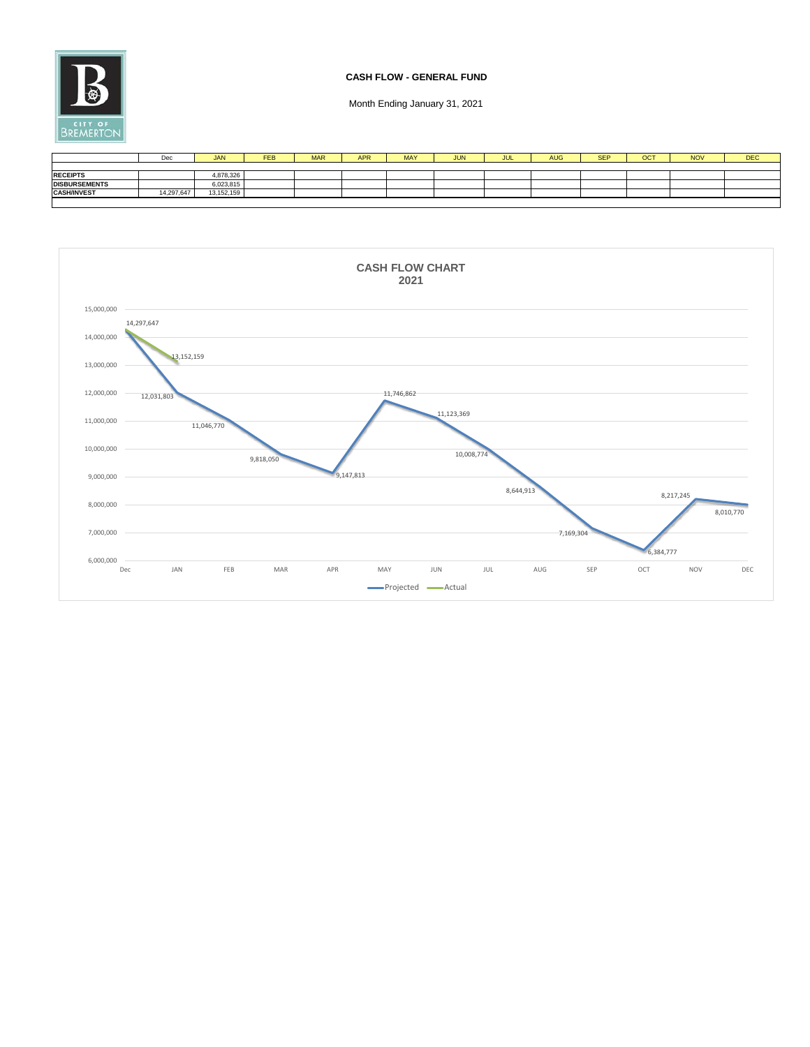# CASH FLOW - GENERAL FUND

Month Ending January 31, 2021

| | Dec | JAN | FEB | MAR | APR | MAY | JUN | JUL | AUG | SEP | OCT | NOV | DEC |
|---|---|---|---|---|---|---|---|---|---|---|---|---|---|
| **RECEIPTS** | | 4,878,326 | | | | | | | | | | | |
| **DISBURSEMENTS** | | 6,023,815 | | | | | | | | | | | |
| **CASH/INVEST** | 14,297,647 | 13,152,159 | | | | | | | | | | | |

**CASH FLOW CHART**
**2021**

| | Dec | JAN | FEB | MAR | APR | MAY | JUN | JUL | AUG | SEP | OCT | NOV | DEC |
|---|---|---|---|---|---|---|---|---|---|---|---|---|---|
| Projected | 14,297,647 | 12,031,803 | 11,046,770 | 9,818,050 | 9,147,813 | 11,746,862 | 11,123,369 | 10,008,774 | 8,644,913 | 7,169,304 | 6,384,777 | 8,217,245 | 8,010,770 |
| Actual | 14,297,647 | 13,152,159 | | | | | | | | | | | |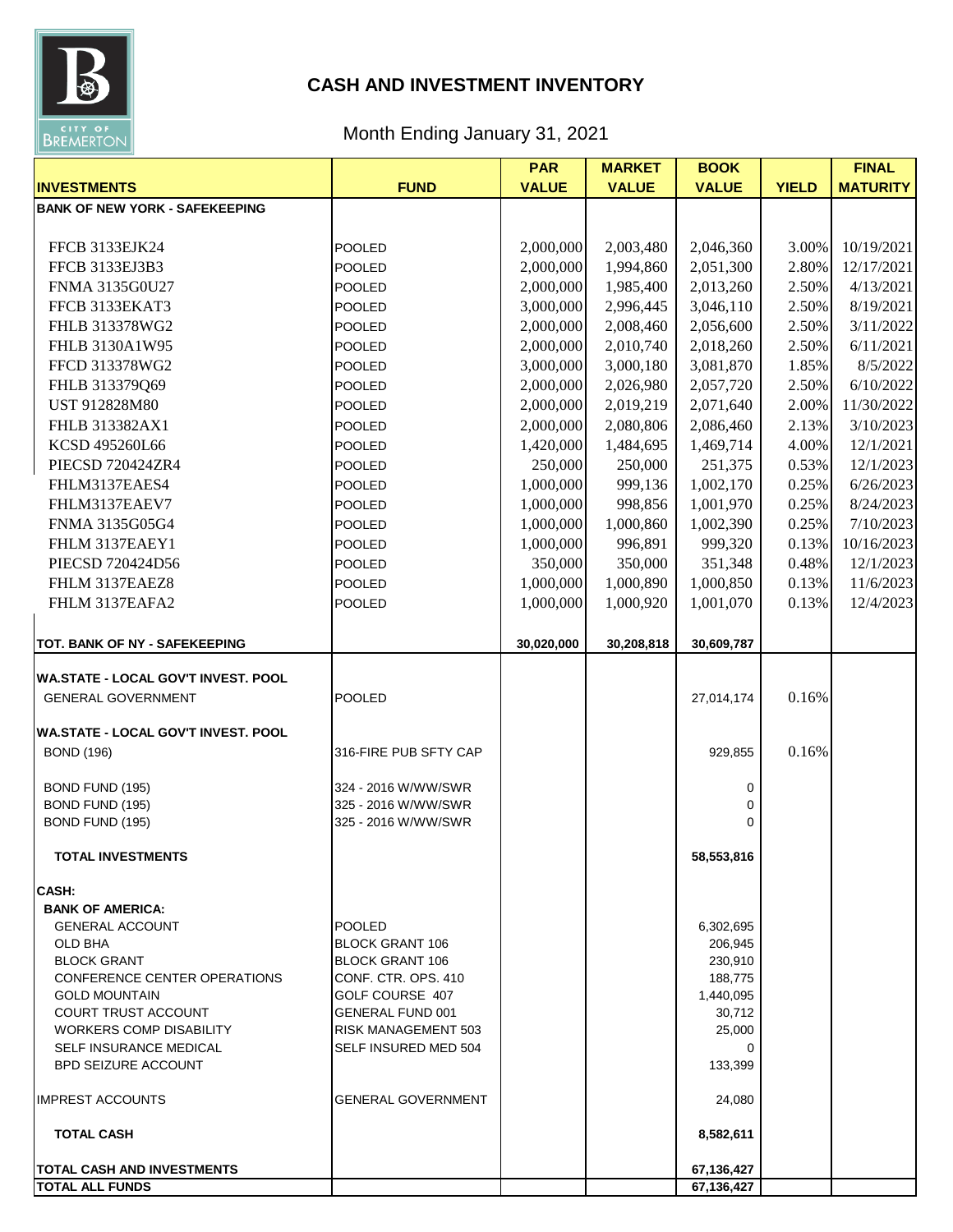# CASH AND INVESTMENT INVENTORY

Month Ending January 31, 2021

| INVESTMENTS | FUND | PAR VALUE | MARKET VALUE | BOOK VALUE | YIELD | FINAL MATURITY |
|---|---|---|---|---|---|---|
| **BANK OF NEW YORK - SAFEKEEPING** | | | | | | |
| FFCB 3133EJK24 | POOLED | 2,000,000 | 2,003,480 | 2,046,360 | 3.00% | 10/19/2021 |
| FFCB 3133EJ3B3 | POOLED | 2,000,000 | 1,994,860 | 2,051,300 | 2.80% | 12/17/2021 |
| FNMA 3135G0U27 | POOLED | 2,000,000 | 1,985,400 | 2,013,260 | 2.50% | 4/13/2021 |
| FFCB 3133EKAT3 | POOLED | 3,000,000 | 2,996,445 | 3,046,110 | 2.50% | 8/19/2021 |
| FHLB 313378WG2 | POOLED | 2,000,000 | 2,008,460 | 2,056,600 | 2.50% | 3/11/2022 |
| FHLB 3130A1W95 | POOLED | 2,000,000 | 2,010,740 | 2,018,260 | 2.50% | 6/11/2021 |
| FFCD 313378WG2 | POOLED | 3,000,000 | 3,000,180 | 3,081,870 | 1.85% | 8/5/2022 |
| FHLB 313379Q69 | POOLED | 2,000,000 | 2,026,980 | 2,057,720 | 2.50% | 6/10/2022 |
| UST 912828M80 | POOLED | 2,000,000 | 2,019,219 | 2,071,640 | 2.00% | 11/30/2022 |
| FHLB 313382AX1 | POOLED | 2,000,000 | 2,080,806 | 2,086,460 | 2.13% | 3/10/2023 |
| KCSD 495260L66 | POOLED | 1,420,000 | 1,484,695 | 1,469,714 | 4.00% | 12/1/2021 |
| PIECSD 720424ZR4 | POOLED | 250,000 | 250,000 | 251,375 | 0.53% | 12/1/2023 |
| FHLM3137EAES4 | POOLED | 1,000,000 | 999,136 | 1,002,170 | 0.25% | 6/26/2023 |
| FHLM3137EAEV7 | POOLED | 1,000,000 | 998,856 | 1,001,970 | 0.25% | 8/24/2023 |
| FNMA 3135G05G4 | POOLED | 1,000,000 | 1,000,860 | 1,002,390 | 0.25% | 7/10/2023 |
| FHLM 3137EAEY1 | POOLED | 1,000,000 | 996,891 | 999,320 | 0.13% | 10/16/2023 |
| PIECSD 720424D56 | POOLED | 350,000 | 350,000 | 351,348 | 0.48% | 12/1/2023 |
| FHLM 3137EAEZ8 | POOLED | 1,000,000 | 1,000,890 | 1,000,850 | 0.13% | 11/6/2023 |
| FHLM 3137EAFA2 | POOLED | 1,000,000 | 1,000,920 | 1,001,070 | 0.13% | 12/4/2023 |
| **TOT. BANK OF NY - SAFEKEEPING** | | **30,020,000** | **30,208,818** | **30,609,787** | | |
| **WA.STATE - LOCAL GOV'T INVEST. POOL** | | | | | | |
| GENERAL GOVERNMENT | POOLED | | | 27,014,174 | 0.16% | |
| **WA.STATE - LOCAL GOV'T INVEST. POOL** | | | | | | |
| BOND (196) | 316-FIRE PUB SFTY CAP | | | 929,855 | 0.16% | |
| BOND FUND (195) | 324 - 2016 W/WW/SWR | | | 0 | | |
| BOND FUND (195) | 325 - 2016 W/WW/SWR | | | 0 | | |
| BOND FUND (195) | 325 - 2016 W/WW/SWR | | | 0 | | |
| **TOTAL INVESTMENTS** | | | | **58,553,816** | | |
| **CASH:** | | | | | | |
| **BANK OF AMERICA:** | | | | | | |
| GENERAL ACCOUNT | POOLED | | | 6,302,695 | | |
| OLD BHA | BLOCK GRANT 106 | | | 206,945 | | |
| BLOCK GRANT | BLOCK GRANT 106 | | | 230,910 | | |
| CONFERENCE CENTER OPERATIONS | CONF. CTR. OPS. 410 | | | 188,775 | | |
| GOLD MOUNTAIN | GOLF COURSE 407 | | | 1,440,095 | | |
| COURT TRUST ACCOUNT | GENERAL FUND 001 | | | 30,712 | | |
| WORKERS COMP DISABILITY | RISK MANAGEMENT 503 | | | 25,000 | | |
| SELF INSURANCE MEDICAL | SELF INSURED MED 504 | | | 0 | | |
| BPD SEIZURE ACCOUNT | | | | 133,399 | | |
| IMPREST ACCOUNTS | GENERAL GOVERNMENT | | | 24,080 | | |
| **TOTAL CASH** | | | | **8,582,611** | | |
| **TOTAL CASH AND INVESTMENTS** | | | | **67,136,427** | | |
| **TOTAL ALL FUNDS** | | | | **67,136,427** | | |